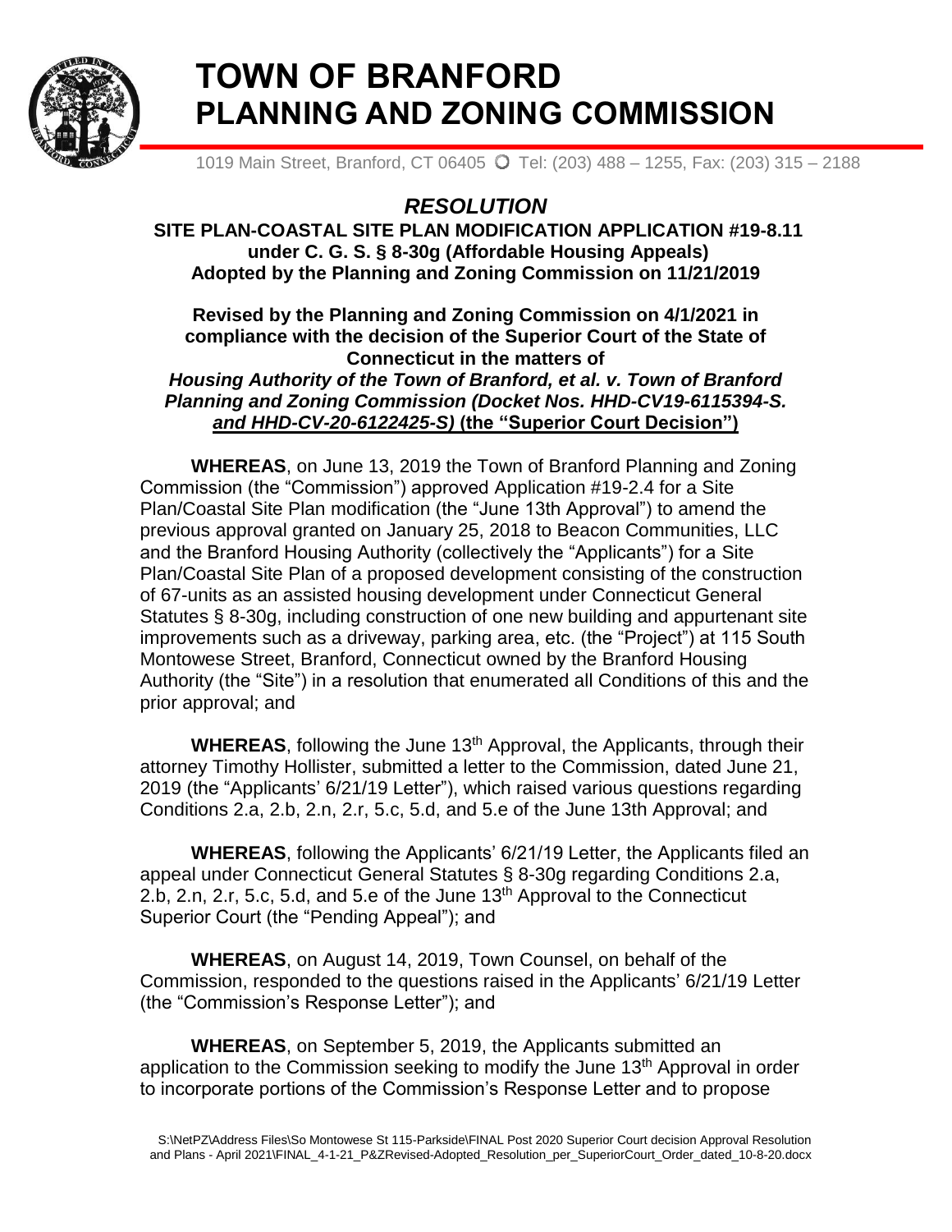# TOWN OF BRANFORD
# PLANNING AND ZONING COMMISSION

1019 Main Street, Branford, CT 06405 ○ Tel: (203) 488 – 1255, Fax: (203) 315 – 2188

## *RESOLUTION*

**SITE PLAN-COASTAL SITE PLAN MODIFICATION APPLICATION #19-8.11 under C. G. S. § 8-30g (Affordable Housing Appeals) Adopted by the Planning and Zoning Commission on 11/21/2019**

**Revised by the Planning and Zoning Commission on 4/1/2021 in compliance with the decision of the Superior Court of the State of Connecticut in the matters of** ***Housing Authority of the Town of Branford, et al. v. Town of Branford Planning and Zoning Commission (Docket Nos. HHD-CV19-6115394-S. and HHD-CV-20-6122425-S)*** **(the "Superior Court Decision")**

**WHEREAS**, on June 13, 2019 the Town of Branford Planning and Zoning Commission (the "Commission") approved Application #19-2.4 for a Site Plan/Coastal Site Plan modification (the "June 13th Approval") to amend the previous approval granted on January 25, 2018 to Beacon Communities, LLC and the Branford Housing Authority (collectively the "Applicants") for a Site Plan/Coastal Site Plan of a proposed development consisting of the construction of 67-units as an assisted housing development under Connecticut General Statutes § 8-30g, including construction of one new building and appurtenant site improvements such as a driveway, parking area, etc. (the "Project") at 115 South Montowese Street, Branford, Connecticut owned by the Branford Housing Authority (the "Site") in a resolution that enumerated all Conditions of this and the prior approval; and

**WHEREAS**, following the June 13th Approval, the Applicants, through their attorney Timothy Hollister, submitted a letter to the Commission, dated June 21, 2019 (the "Applicants' 6/21/19 Letter"), which raised various questions regarding Conditions 2.a, 2.b, 2.n, 2.r, 5.c, 5.d, and 5.e of the June 13th Approval; and

**WHEREAS**, following the Applicants' 6/21/19 Letter, the Applicants filed an appeal under Connecticut General Statutes § 8-30g regarding Conditions 2.a, 2.b, 2.n, 2.r, 5.c, 5.d, and 5.e of the June 13th Approval to the Connecticut Superior Court (the "Pending Appeal"); and

**WHEREAS**, on August 14, 2019, Town Counsel, on behalf of the Commission, responded to the questions raised in the Applicants' 6/21/19 Letter (the "Commission's Response Letter"); and

**WHEREAS**, on September 5, 2019, the Applicants submitted an application to the Commission seeking to modify the June 13th Approval in order to incorporate portions of the Commission's Response Letter and to propose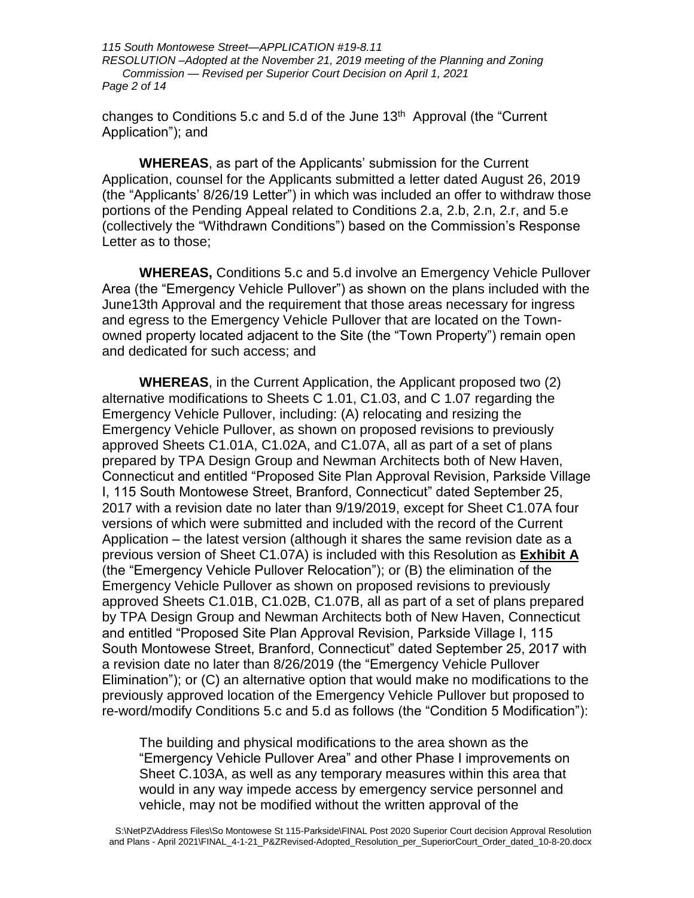changes to Conditions 5.c and 5.d of the June 13th Approval (the "Current Application"); and

**WHEREAS**, as part of the Applicants' submission for the Current Application, counsel for the Applicants submitted a letter dated August 26, 2019 (the "Applicants' 8/26/19 Letter") in which was included an offer to withdraw those portions of the Pending Appeal related to Conditions 2.a, 2.b, 2.n, 2.r, and 5.e (collectively the "Withdrawn Conditions") based on the Commission's Response Letter as to those;

**WHEREAS,** Conditions 5.c and 5.d involve an Emergency Vehicle Pullover Area (the "Emergency Vehicle Pullover") as shown on the plans included with the June13th Approval and the requirement that those areas necessary for ingress and egress to the Emergency Vehicle Pullover that are located on the Town-owned property located adjacent to the Site (the "Town Property") remain open and dedicated for such access; and

**WHEREAS**, in the Current Application, the Applicant proposed two (2) alternative modifications to Sheets C 1.01, C1.03, and C 1.07 regarding the Emergency Vehicle Pullover, including: (A) relocating and resizing the Emergency Vehicle Pullover, as shown on proposed revisions to previously approved Sheets C1.01A, C1.02A, and C1.07A, all as part of a set of plans prepared by TPA Design Group and Newman Architects both of New Haven, Connecticut and entitled "Proposed Site Plan Approval Revision, Parkside Village I, 115 South Montowese Street, Branford, Connecticut" dated September 25, 2017 with a revision date no later than 9/19/2019, except for Sheet C1.07A four versions of which were submitted and included with the record of the Current Application – the latest version (although it shares the same revision date as a previous version of Sheet C1.07A) is included with this Resolution as **Exhibit A** (the "Emergency Vehicle Pullover Relocation"); or (B) the elimination of the Emergency Vehicle Pullover as shown on proposed revisions to previously approved Sheets C1.01B, C1.02B, C1.07B, all as part of a set of plans prepared by TPA Design Group and Newman Architects both of New Haven, Connecticut and entitled "Proposed Site Plan Approval Revision, Parkside Village I, 115 South Montowese Street, Branford, Connecticut" dated September 25, 2017 with a revision date no later than 8/26/2019 (the "Emergency Vehicle Pullover Elimination"); or (C) an alternative option that would make no modifications to the previously approved location of the Emergency Vehicle Pullover but proposed to re-word/modify Conditions 5.c and 5.d as follows (the "Condition 5 Modification"):

> The building and physical modifications to the area shown as the "Emergency Vehicle Pullover Area" and other Phase I improvements on Sheet C.103A, as well as any temporary measures within this area that would in any way impede access by emergency service personnel and vehicle, may not be modified without the written approval of the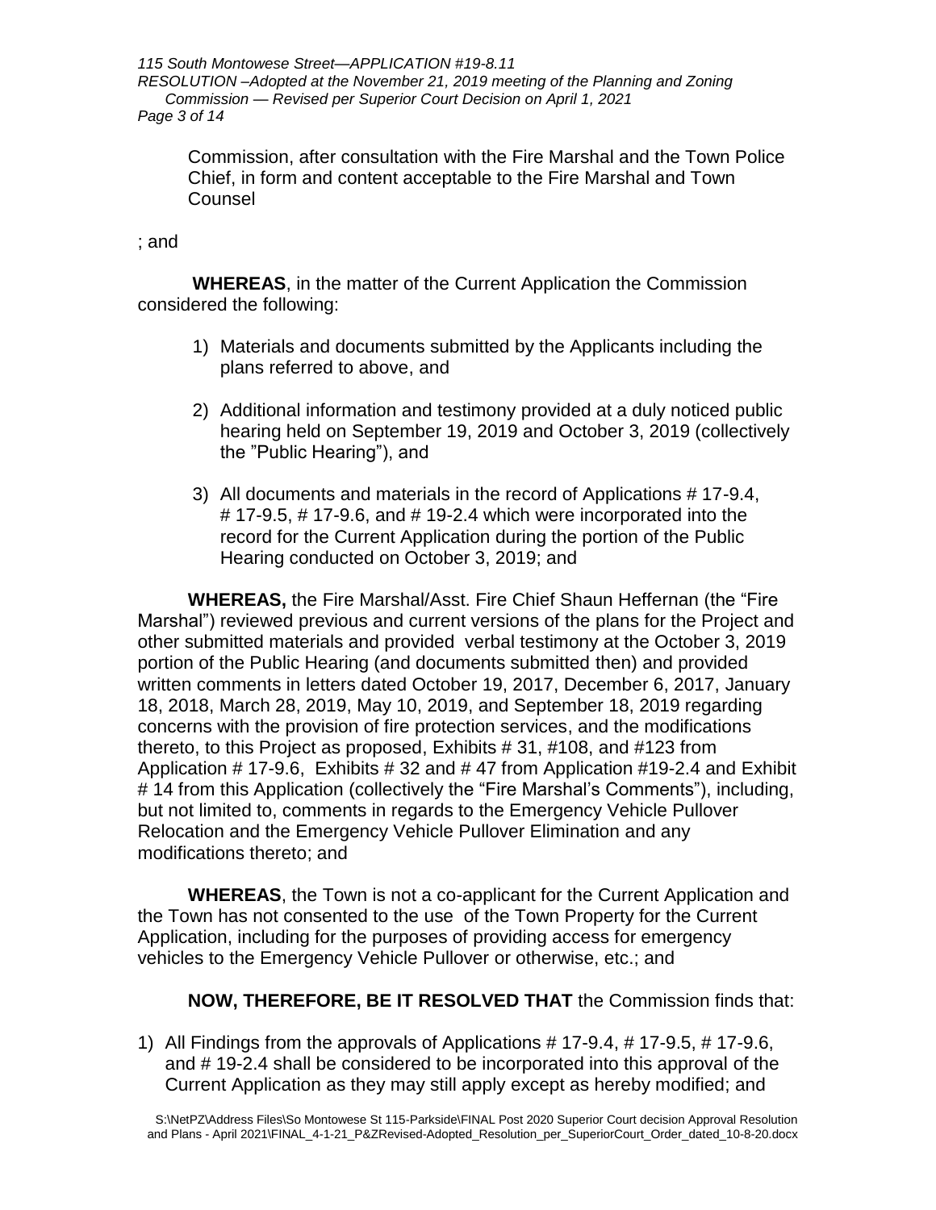Commission, after consultation with the Fire Marshal and the Town Police Chief, in form and content acceptable to the Fire Marshal and Town Counsel

; and

**WHEREAS**, in the matter of the Current Application the Commission considered the following:

1) Materials and documents submitted by the Applicants including the plans referred to above, and

2) Additional information and testimony provided at a duly noticed public hearing held on September 19, 2019 and October 3, 2019 (collectively the "Public Hearing"), and

3) All documents and materials in the record of Applications # 17-9.4, # 17-9.5, # 17-9.6, and # 19-2.4 which were incorporated into the record for the Current Application during the portion of the Public Hearing conducted on October 3, 2019; and

**WHEREAS,** the Fire Marshal/Asst. Fire Chief Shaun Heffernan (the "Fire Marshal") reviewed previous and current versions of the plans for the Project and other submitted materials and provided verbal testimony at the October 3, 2019 portion of the Public Hearing (and documents submitted then) and provided written comments in letters dated October 19, 2017, December 6, 2017, January 18, 2018, March 28, 2019, May 10, 2019, and September 18, 2019 regarding concerns with the provision of fire protection services, and the modifications thereto, to this Project as proposed, Exhibits # 31, #108, and #123 from Application # 17-9.6, Exhibits # 32 and # 47 from Application #19-2.4 and Exhibit # 14 from this Application (collectively the "Fire Marshal's Comments"), including, but not limited to, comments in regards to the Emergency Vehicle Pullover Relocation and the Emergency Vehicle Pullover Elimination and any modifications thereto; and

**WHEREAS**, the Town is not a co-applicant for the Current Application and the Town has not consented to the use of the Town Property for the Current Application, including for the purposes of providing access for emergency vehicles to the Emergency Vehicle Pullover or otherwise, etc.; and

**NOW, THEREFORE, BE IT RESOLVED THAT** the Commission finds that:

1) All Findings from the approvals of Applications # 17-9.4, # 17-9.5, # 17-9.6, and # 19-2.4 shall be considered to be incorporated into this approval of the Current Application as they may still apply except as hereby modified; and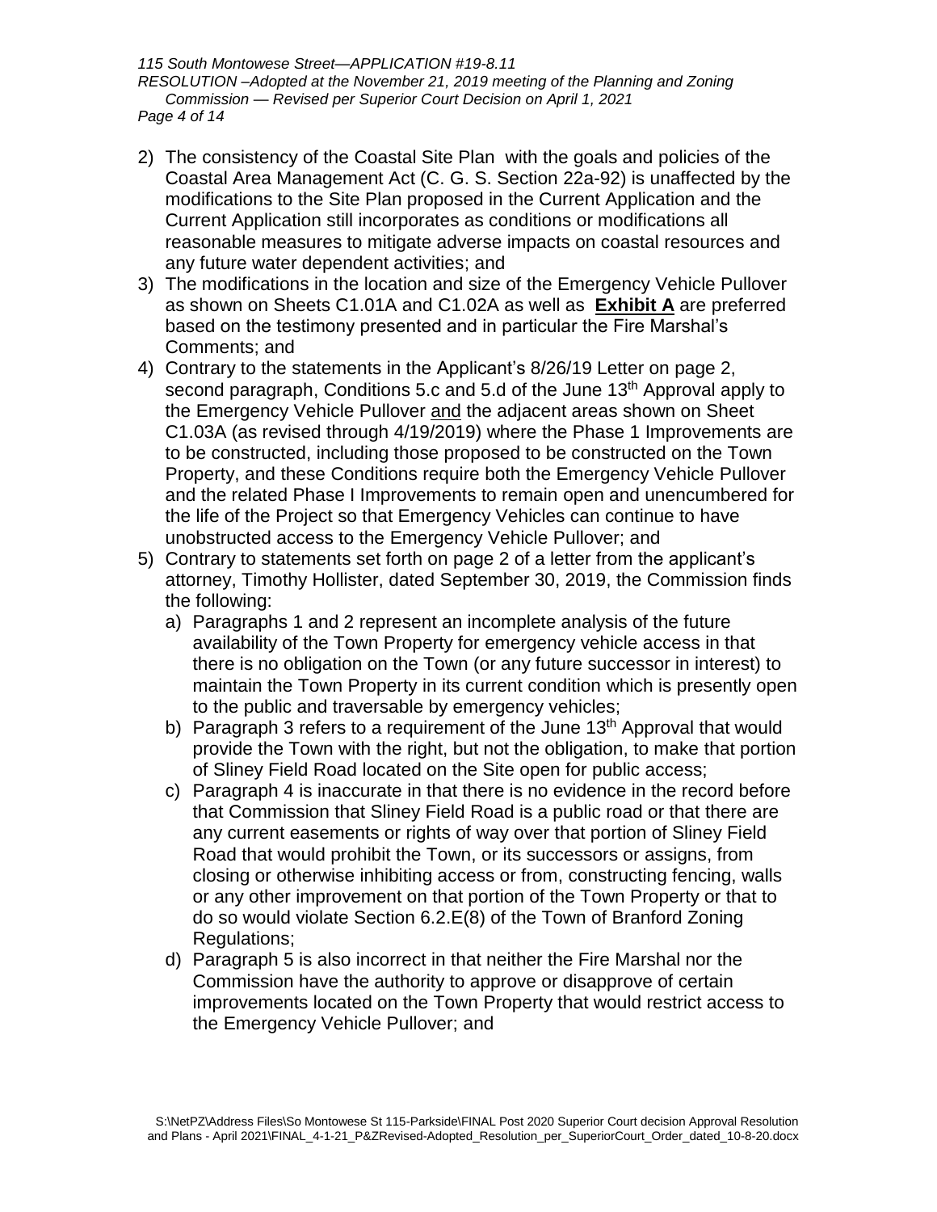2) The consistency of the Coastal Site Plan with the goals and policies of the Coastal Area Management Act (C. G. S. Section 22a-92) is unaffected by the modifications to the Site Plan proposed in the Current Application and the Current Application still incorporates as conditions or modifications all reasonable measures to mitigate adverse impacts on coastal resources and any future water dependent activities; and
3) The modifications in the location and size of the Emergency Vehicle Pullover as shown on Sheets C1.01A and C1.02A as well as **Exhibit A** are preferred based on the testimony presented and in particular the Fire Marshal's Comments; and
4) Contrary to the statements in the Applicant's 8/26/19 Letter on page 2, second paragraph, Conditions 5.c and 5.d of the June 13th Approval apply to the Emergency Vehicle Pullover and the adjacent areas shown on Sheet C1.03A (as revised through 4/19/2019) where the Phase 1 Improvements are to be constructed, including those proposed to be constructed on the Town Property, and these Conditions require both the Emergency Vehicle Pullover and the related Phase I Improvements to remain open and unencumbered for the life of the Project so that Emergency Vehicles can continue to have unobstructed access to the Emergency Vehicle Pullover; and
5) Contrary to statements set forth on page 2 of a letter from the applicant's attorney, Timothy Hollister, dated September 30, 2019, the Commission finds the following:
   a) Paragraphs 1 and 2 represent an incomplete analysis of the future availability of the Town Property for emergency vehicle access in that there is no obligation on the Town (or any future successor in interest) to maintain the Town Property in its current condition which is presently open to the public and traversable by emergency vehicles;
   b) Paragraph 3 refers to a requirement of the June 13th Approval that would provide the Town with the right, but not the obligation, to make that portion of Sliney Field Road located on the Site open for public access;
   c) Paragraph 4 is inaccurate in that there is no evidence in the record before that Commission that Sliney Field Road is a public road or that there are any current easements or rights of way over that portion of Sliney Field Road that would prohibit the Town, or its successors or assigns, from closing or otherwise inhibiting access or from, constructing fencing, walls or any other improvement on that portion of the Town Property or that to do so would violate Section 6.2.E(8) of the Town of Branford Zoning Regulations;
   d) Paragraph 5 is also incorrect in that neither the Fire Marshal nor the Commission have the authority to approve or disapprove of certain improvements located on the Town Property that would restrict access to the Emergency Vehicle Pullover; and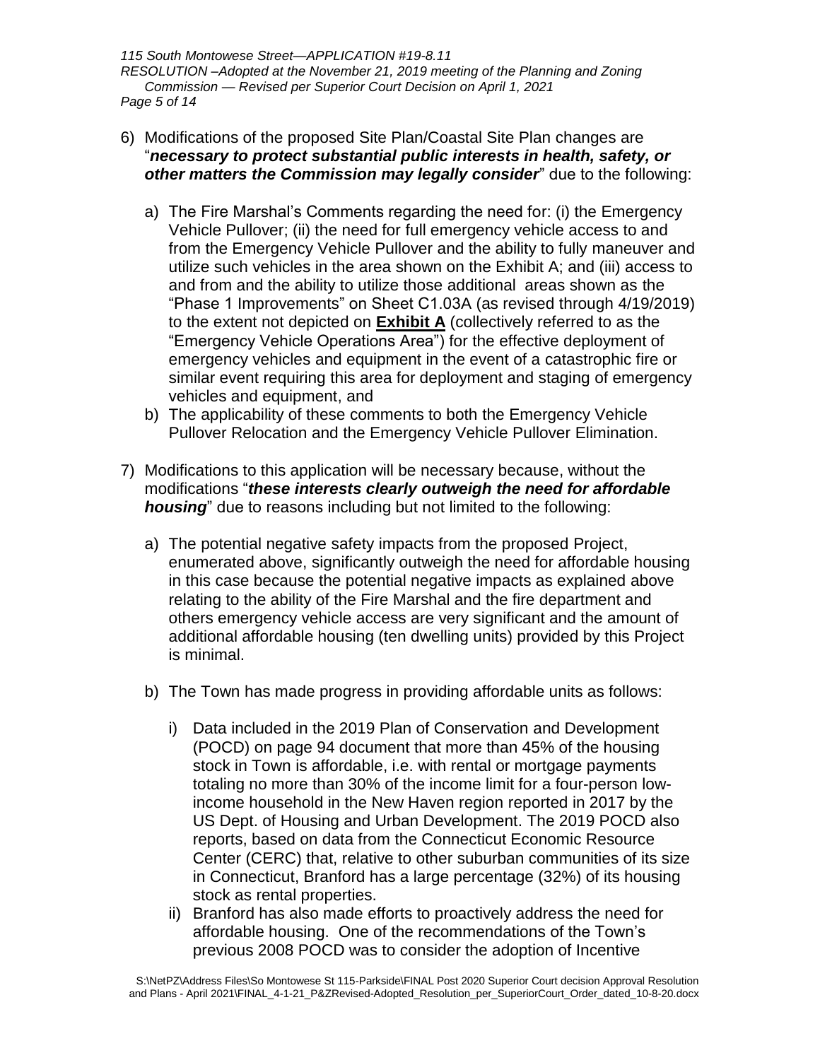6) Modifications of the proposed Site Plan/Coastal Site Plan changes are "***necessary to protect substantial public interests in health, safety, or other matters the Commission may legally consider***" due to the following:

   a) The Fire Marshal's Comments regarding the need for: (i) the Emergency Vehicle Pullover; (ii) the need for full emergency vehicle access to and from the Emergency Vehicle Pullover and the ability to fully maneuver and utilize such vehicles in the area shown on the Exhibit A; and (iii) access to and from and the ability to utilize those additional areas shown as the "Phase 1 Improvements" on Sheet C1.03A (as revised through 4/19/2019) to the extent not depicted on **Exhibit A** (collectively referred to as the "Emergency Vehicle Operations Area") for the effective deployment of emergency vehicles and equipment in the event of a catastrophic fire or similar event requiring this area for deployment and staging of emergency vehicles and equipment, and
   b) The applicability of these comments to both the Emergency Vehicle Pullover Relocation and the Emergency Vehicle Pullover Elimination.

7) Modifications to this application will be necessary because, without the modifications "***these interests clearly outweigh the need for affordable housing***" due to reasons including but not limited to the following:

   a) The potential negative safety impacts from the proposed Project, enumerated above, significantly outweigh the need for affordable housing in this case because the potential negative impacts as explained above relating to the ability of the Fire Marshal and the fire department and others emergency vehicle access are very significant and the amount of additional affordable housing (ten dwelling units) provided by this Project is minimal.

   b) The Town has made progress in providing affordable units as follows:

      i) Data included in the 2019 Plan of Conservation and Development (POCD) on page 94 document that more than 45% of the housing stock in Town is affordable, i.e. with rental or mortgage payments totaling no more than 30% of the income limit for a four-person low-income household in the New Haven region reported in 2017 by the US Dept. of Housing and Urban Development. The 2019 POCD also reports, based on data from the Connecticut Economic Resource Center (CERC) that, relative to other suburban communities of its size in Connecticut, Branford has a large percentage (32%) of its housing stock as rental properties.
      ii) Branford has also made efforts to proactively address the need for affordable housing. One of the recommendations of the Town's previous 2008 POCD was to consider the adoption of Incentive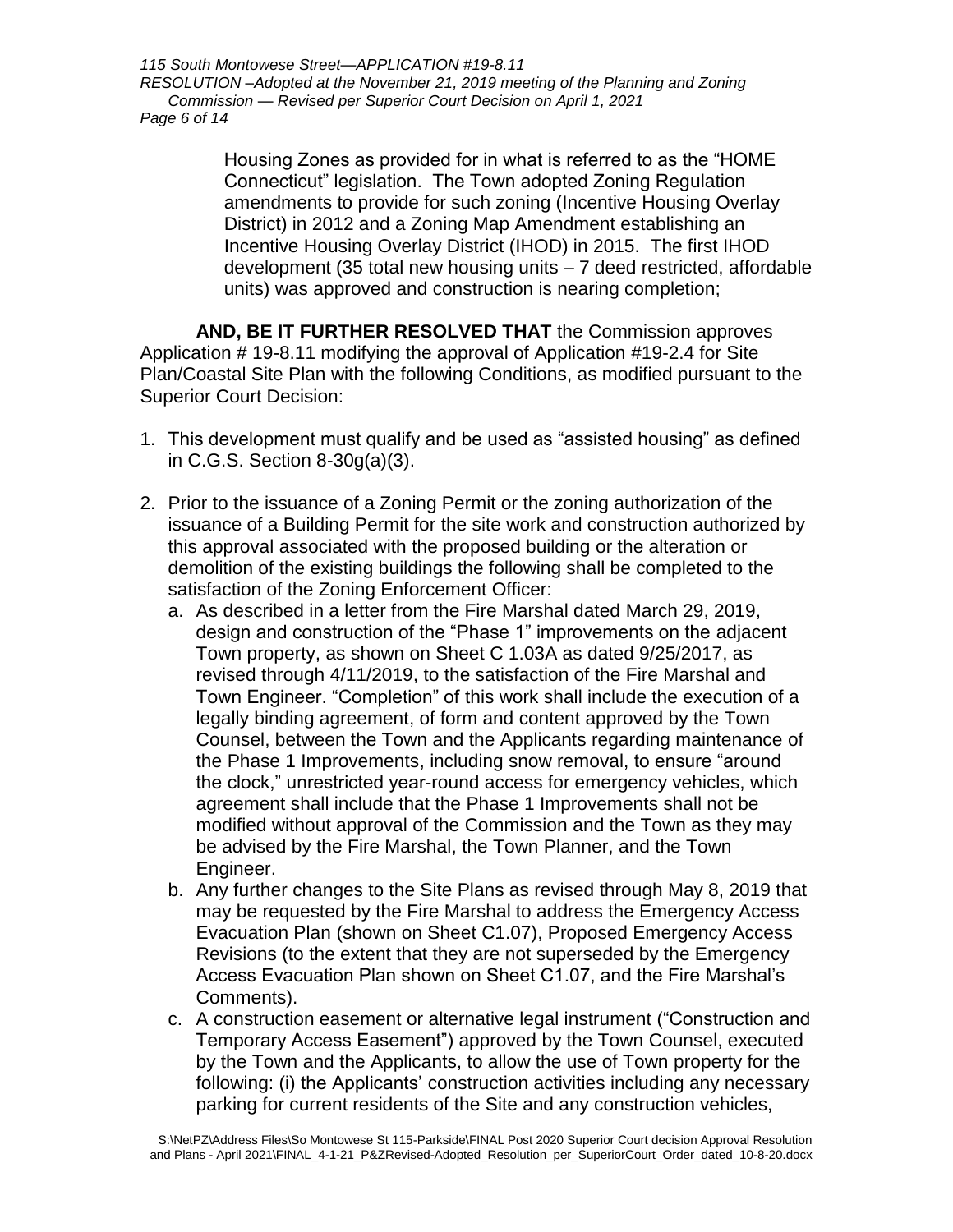Housing Zones as provided for in what is referred to as the "HOME Connecticut" legislation. The Town adopted Zoning Regulation amendments to provide for such zoning (Incentive Housing Overlay District) in 2012 and a Zoning Map Amendment establishing an Incentive Housing Overlay District (IHOD) in 2015. The first IHOD development (35 total new housing units – 7 deed restricted, affordable units) was approved and construction is nearing completion;

**AND, BE IT FURTHER RESOLVED THAT** the Commission approves Application # 19-8.11 modifying the approval of Application #19-2.4 for Site Plan/Coastal Site Plan with the following Conditions, as modified pursuant to the Superior Court Decision:

1. This development must qualify and be used as "assisted housing" as defined in C.G.S. Section 8-30g(a)(3).

2. Prior to the issuance of a Zoning Permit or the zoning authorization of the issuance of a Building Permit for the site work and construction authorized by this approval associated with the proposed building or the alteration or demolition of the existing buildings the following shall be completed to the satisfaction of the Zoning Enforcement Officer:
   a. As described in a letter from the Fire Marshal dated March 29, 2019, design and construction of the "Phase 1" improvements on the adjacent Town property, as shown on Sheet C 1.03A as dated 9/25/2017, as revised through 4/11/2019, to the satisfaction of the Fire Marshal and Town Engineer. "Completion" of this work shall include the execution of a legally binding agreement, of form and content approved by the Town Counsel, between the Town and the Applicants regarding maintenance of the Phase 1 Improvements, including snow removal, to ensure "around the clock," unrestricted year-round access for emergency vehicles, which agreement shall include that the Phase 1 Improvements shall not be modified without approval of the Commission and the Town as they may be advised by the Fire Marshal, the Town Planner, and the Town Engineer.
   b. Any further changes to the Site Plans as revised through May 8, 2019 that may be requested by the Fire Marshal to address the Emergency Access Evacuation Plan (shown on Sheet C1.07), Proposed Emergency Access Revisions (to the extent that they are not superseded by the Emergency Access Evacuation Plan shown on Sheet C1.07, and the Fire Marshal's Comments).
   c. A construction easement or alternative legal instrument ("Construction and Temporary Access Easement") approved by the Town Counsel, executed by the Town and the Applicants, to allow the use of Town property for the following: (i) the Applicants' construction activities including any necessary parking for current residents of the Site and any construction vehicles,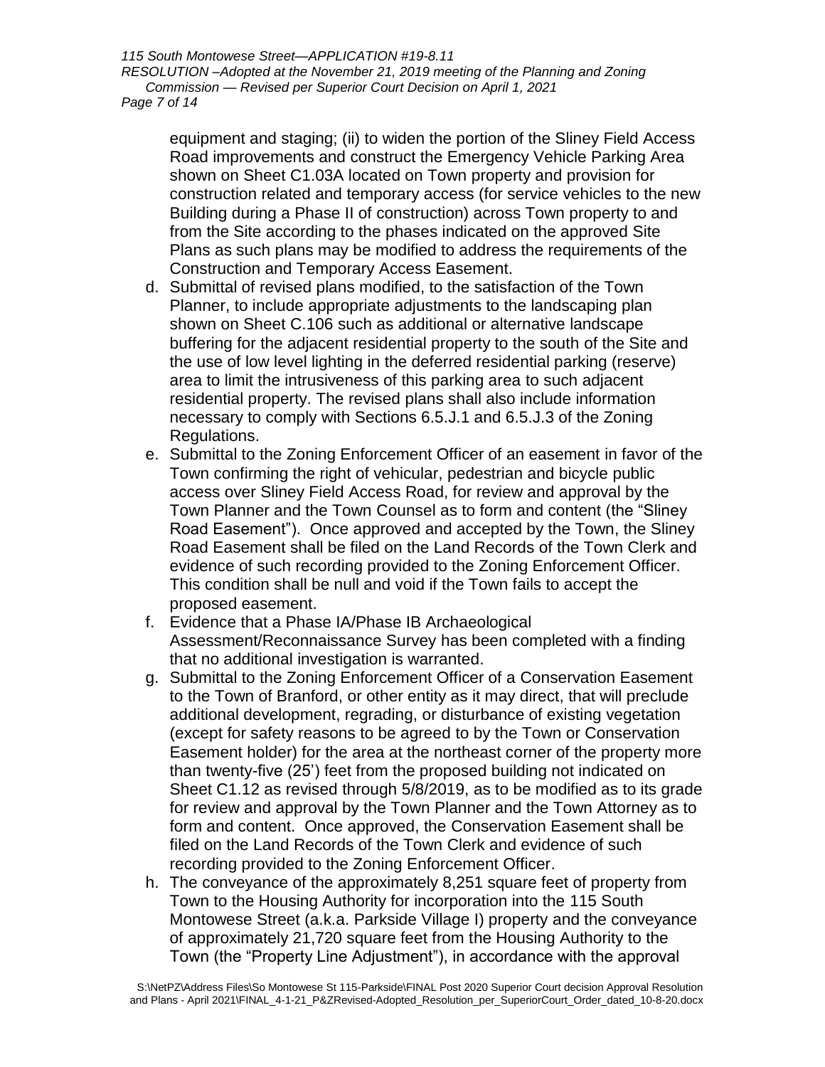equipment and staging; (ii) to widen the portion of the Sliney Field Access Road improvements and construct the Emergency Vehicle Parking Area shown on Sheet C1.03A located on Town property and provision for construction related and temporary access (for service vehicles to the new Building during a Phase II of construction) across Town property to and from the Site according to the phases indicated on the approved Site Plans as such plans may be modified to address the requirements of the Construction and Temporary Access Easement.

d. Submittal of revised plans modified, to the satisfaction of the Town Planner, to include appropriate adjustments to the landscaping plan shown on Sheet C.106 such as additional or alternative landscape buffering for the adjacent residential property to the south of the Site and the use of low level lighting in the deferred residential parking (reserve) area to limit the intrusiveness of this parking area to such adjacent residential property. The revised plans shall also include information necessary to comply with Sections 6.5.J.1 and 6.5.J.3 of the Zoning Regulations.

e. Submittal to the Zoning Enforcement Officer of an easement in favor of the Town confirming the right of vehicular, pedestrian and bicycle public access over Sliney Field Access Road, for review and approval by the Town Planner and the Town Counsel as to form and content (the "Sliney Road Easement"). Once approved and accepted by the Town, the Sliney Road Easement shall be filed on the Land Records of the Town Clerk and evidence of such recording provided to the Zoning Enforcement Officer. This condition shall be null and void if the Town fails to accept the proposed easement.

f. Evidence that a Phase IA/Phase IB Archaeological Assessment/Reconnaissance Survey has been completed with a finding that no additional investigation is warranted.

g. Submittal to the Zoning Enforcement Officer of a Conservation Easement to the Town of Branford, or other entity as it may direct, that will preclude additional development, regrading, or disturbance of existing vegetation (except for safety reasons to be agreed to by the Town or Conservation Easement holder) for the area at the northeast corner of the property more than twenty-five (25') feet from the proposed building not indicated on Sheet C1.12 as revised through 5/8/2019, as to be modified as to its grade for review and approval by the Town Planner and the Town Attorney as to form and content. Once approved, the Conservation Easement shall be filed on the Land Records of the Town Clerk and evidence of such recording provided to the Zoning Enforcement Officer.

h. The conveyance of the approximately 8,251 square feet of property from Town to the Housing Authority for incorporation into the 115 South Montowese Street (a.k.a. Parkside Village I) property and the conveyance of approximately 21,720 square feet from the Housing Authority to the Town (the "Property Line Adjustment"), in accordance with the approval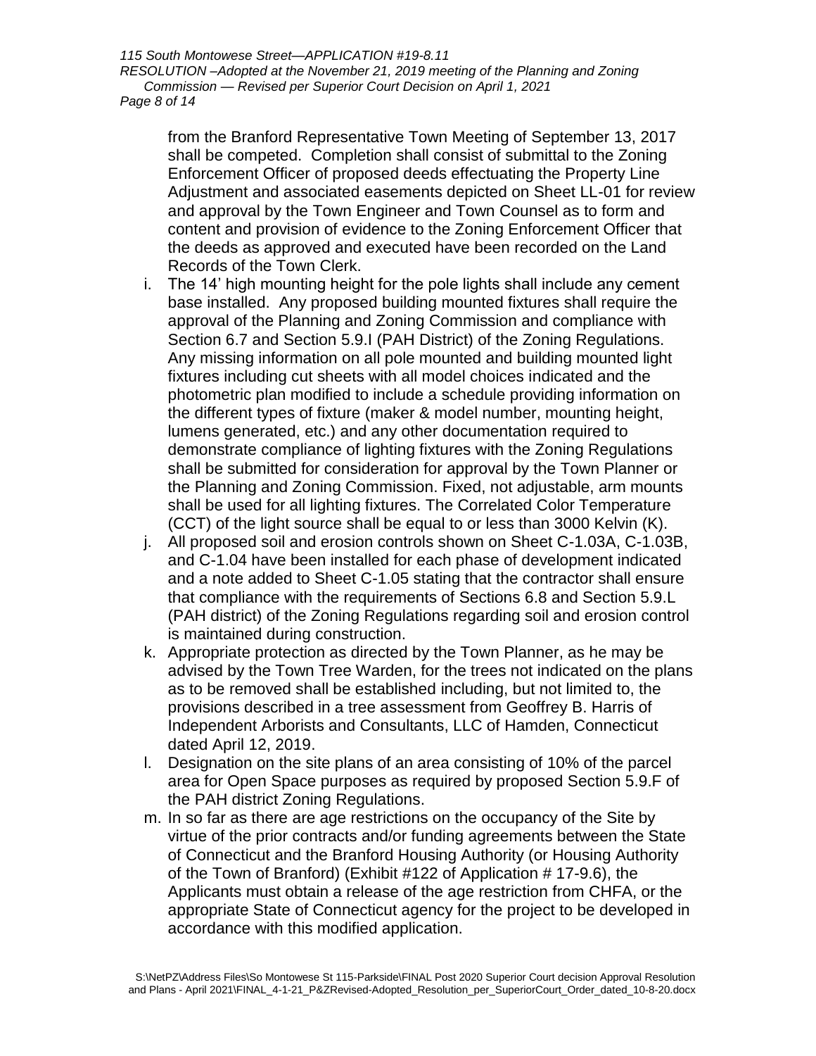from the Branford Representative Town Meeting of September 13, 2017 shall be competed. Completion shall consist of submittal to the Zoning Enforcement Officer of proposed deeds effectuating the Property Line Adjustment and associated easements depicted on Sheet LL-01 for review and approval by the Town Engineer and Town Counsel as to form and content and provision of evidence to the Zoning Enforcement Officer that the deeds as approved and executed have been recorded on the Land Records of the Town Clerk.

i. The 14' high mounting height for the pole lights shall include any cement base installed. Any proposed building mounted fixtures shall require the approval of the Planning and Zoning Commission and compliance with Section 6.7 and Section 5.9.I (PAH District) of the Zoning Regulations. Any missing information on all pole mounted and building mounted light fixtures including cut sheets with all model choices indicated and the photometric plan modified to include a schedule providing information on the different types of fixture (maker & model number, mounting height, lumens generated, etc.) and any other documentation required to demonstrate compliance of lighting fixtures with the Zoning Regulations shall be submitted for consideration for approval by the Town Planner or the Planning and Zoning Commission. Fixed, not adjustable, arm mounts shall be used for all lighting fixtures. The Correlated Color Temperature (CCT) of the light source shall be equal to or less than 3000 Kelvin (K).

j. All proposed soil and erosion controls shown on Sheet C-1.03A, C-1.03B, and C-1.04 have been installed for each phase of development indicated and a note added to Sheet C-1.05 stating that the contractor shall ensure that compliance with the requirements of Sections 6.8 and Section 5.9.L (PAH district) of the Zoning Regulations regarding soil and erosion control is maintained during construction.

k. Appropriate protection as directed by the Town Planner, as he may be advised by the Town Tree Warden, for the trees not indicated on the plans as to be removed shall be established including, but not limited to, the provisions described in a tree assessment from Geoffrey B. Harris of Independent Arborists and Consultants, LLC of Hamden, Connecticut dated April 12, 2019.

l. Designation on the site plans of an area consisting of 10% of the parcel area for Open Space purposes as required by proposed Section 5.9.F of the PAH district Zoning Regulations.

m. In so far as there are age restrictions on the occupancy of the Site by virtue of the prior contracts and/or funding agreements between the State of Connecticut and the Branford Housing Authority (or Housing Authority of the Town of Branford) (Exhibit #122 of Application # 17-9.6), the Applicants must obtain a release of the age restriction from CHFA, or the appropriate State of Connecticut agency for the project to be developed in accordance with this modified application.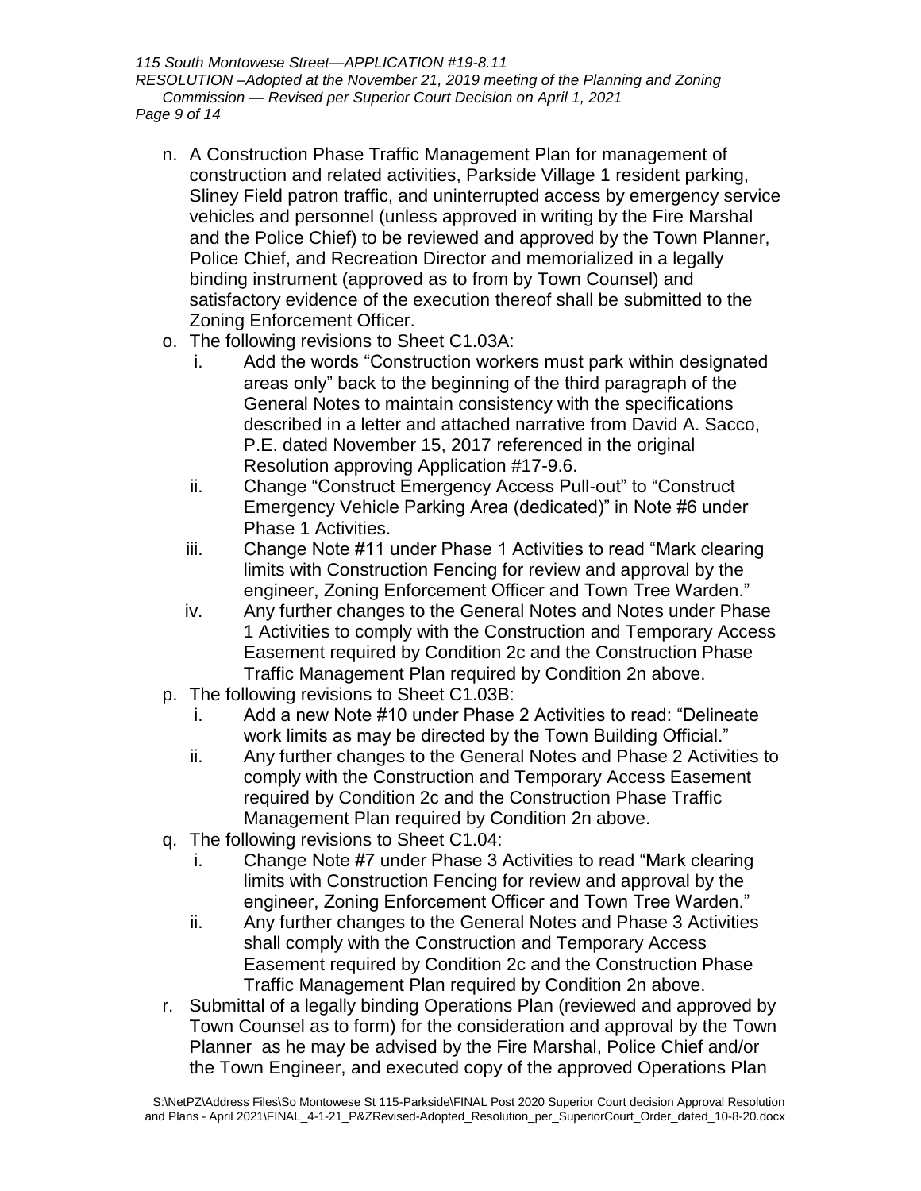n. A Construction Phase Traffic Management Plan for management of construction and related activities, Parkside Village 1 resident parking, Sliney Field patron traffic, and uninterrupted access by emergency service vehicles and personnel (unless approved in writing by the Fire Marshal and the Police Chief) to be reviewed and approved by the Town Planner, Police Chief, and Recreation Director and memorialized in a legally binding instrument (approved as to from by Town Counsel) and satisfactory evidence of the execution thereof shall be submitted to the Zoning Enforcement Officer.

o. The following revisions to Sheet C1.03A:
   i. Add the words "Construction workers must park within designated areas only" back to the beginning of the third paragraph of the General Notes to maintain consistency with the specifications described in a letter and attached narrative from David A. Sacco, P.E. dated November 15, 2017 referenced in the original Resolution approving Application #17-9.6.
   ii. Change "Construct Emergency Access Pull-out" to "Construct Emergency Vehicle Parking Area (dedicated)" in Note #6 under Phase 1 Activities.
   iii. Change Note #11 under Phase 1 Activities to read "Mark clearing limits with Construction Fencing for review and approval by the engineer, Zoning Enforcement Officer and Town Tree Warden."
   iv. Any further changes to the General Notes and Notes under Phase 1 Activities to comply with the Construction and Temporary Access Easement required by Condition 2c and the Construction Phase Traffic Management Plan required by Condition 2n above.

p. The following revisions to Sheet C1.03B:
   i. Add a new Note #10 under Phase 2 Activities to read: "Delineate work limits as may be directed by the Town Building Official."
   ii. Any further changes to the General Notes and Phase 2 Activities to comply with the Construction and Temporary Access Easement required by Condition 2c and the Construction Phase Traffic Management Plan required by Condition 2n above.

q. The following revisions to Sheet C1.04:
   i. Change Note #7 under Phase 3 Activities to read "Mark clearing limits with Construction Fencing for review and approval by the engineer, Zoning Enforcement Officer and Town Tree Warden."
   ii. Any further changes to the General Notes and Phase 3 Activities shall comply with the Construction and Temporary Access Easement required by Condition 2c and the Construction Phase Traffic Management Plan required by Condition 2n above.

r. Submittal of a legally binding Operations Plan (reviewed and approved by Town Counsel as to form) for the consideration and approval by the Town Planner as he may be advised by the Fire Marshal, Police Chief and/or the Town Engineer, and executed copy of the approved Operations Plan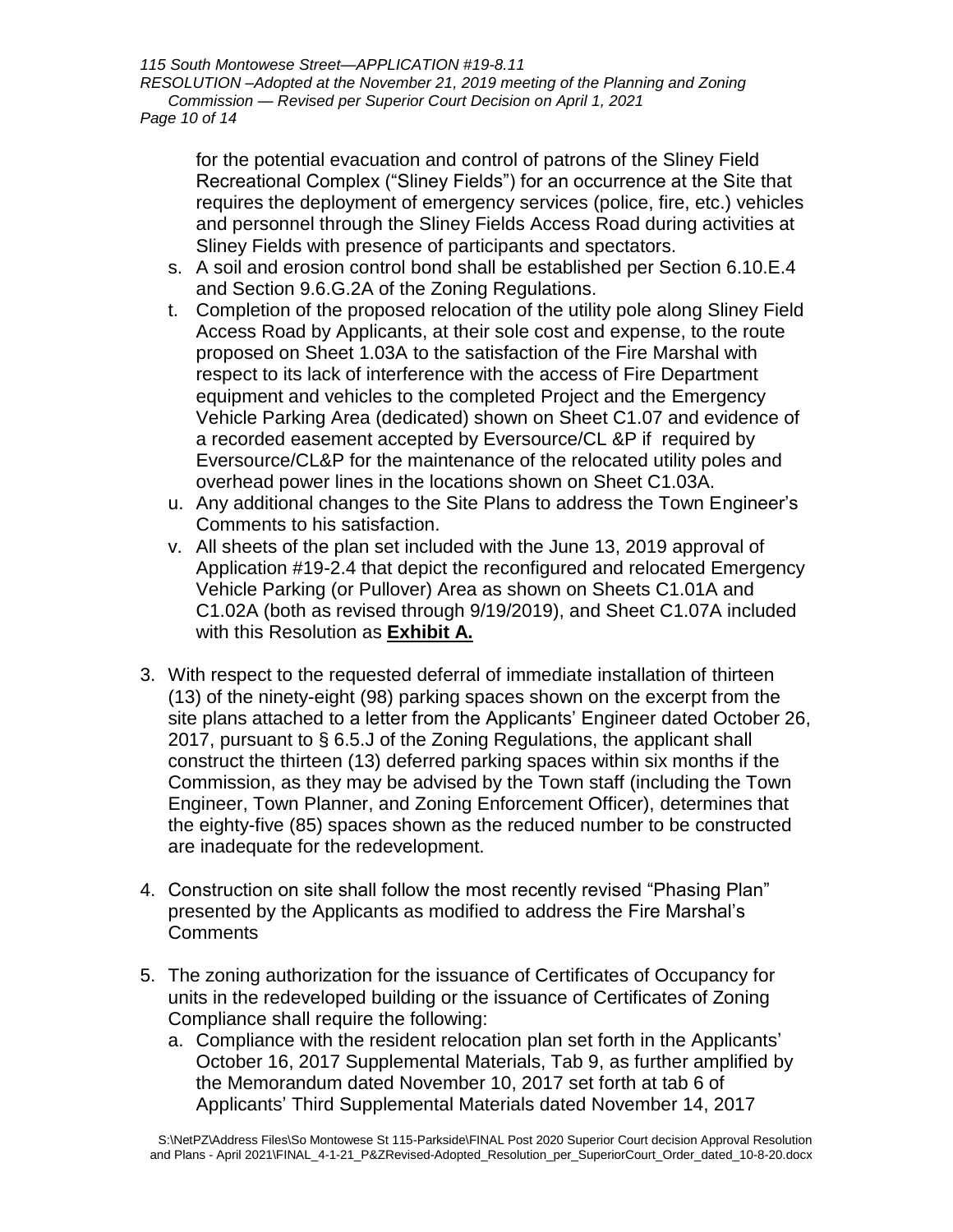for the potential evacuation and control of patrons of the Sliney Field Recreational Complex ("Sliney Fields") for an occurrence at the Site that requires the deployment of emergency services (police, fire, etc.) vehicles and personnel through the Sliney Fields Access Road during activities at Sliney Fields with presence of participants and spectators.

s. A soil and erosion control bond shall be established per Section 6.10.E.4 and Section 9.6.G.2A of the Zoning Regulations.
t. Completion of the proposed relocation of the utility pole along Sliney Field Access Road by Applicants, at their sole cost and expense, to the route proposed on Sheet 1.03A to the satisfaction of the Fire Marshal with respect to its lack of interference with the access of Fire Department equipment and vehicles to the completed Project and the Emergency Vehicle Parking Area (dedicated) shown on Sheet C1.07 and evidence of a recorded easement accepted by Eversource/CL &P if required by Eversource/CL&P for the maintenance of the relocated utility poles and overhead power lines in the locations shown on Sheet C1.03A.
u. Any additional changes to the Site Plans to address the Town Engineer's Comments to his satisfaction.
v. All sheets of the plan set included with the June 13, 2019 approval of Application #19-2.4 that depict the reconfigured and relocated Emergency Vehicle Parking (or Pullover) Area as shown on Sheets C1.01A and C1.02A (both as revised through 9/19/2019), and Sheet C1.07A included with this Resolution as **Exhibit A.**

3. With respect to the requested deferral of immediate installation of thirteen (13) of the ninety-eight (98) parking spaces shown on the excerpt from the site plans attached to a letter from the Applicants' Engineer dated October 26, 2017, pursuant to § 6.5.J of the Zoning Regulations, the applicant shall construct the thirteen (13) deferred parking spaces within six months if the Commission, as they may be advised by the Town staff (including the Town Engineer, Town Planner, and Zoning Enforcement Officer), determines that the eighty-five (85) spaces shown as the reduced number to be constructed are inadequate for the redevelopment.

4. Construction on site shall follow the most recently revised "Phasing Plan" presented by the Applicants as modified to address the Fire Marshal's Comments

5. The zoning authorization for the issuance of Certificates of Occupancy for units in the redeveloped building or the issuance of Certificates of Zoning Compliance shall require the following:
   a. Compliance with the resident relocation plan set forth in the Applicants' October 16, 2017 Supplemental Materials, Tab 9, as further amplified by the Memorandum dated November 10, 2017 set forth at tab 6 of Applicants' Third Supplemental Materials dated November 14, 2017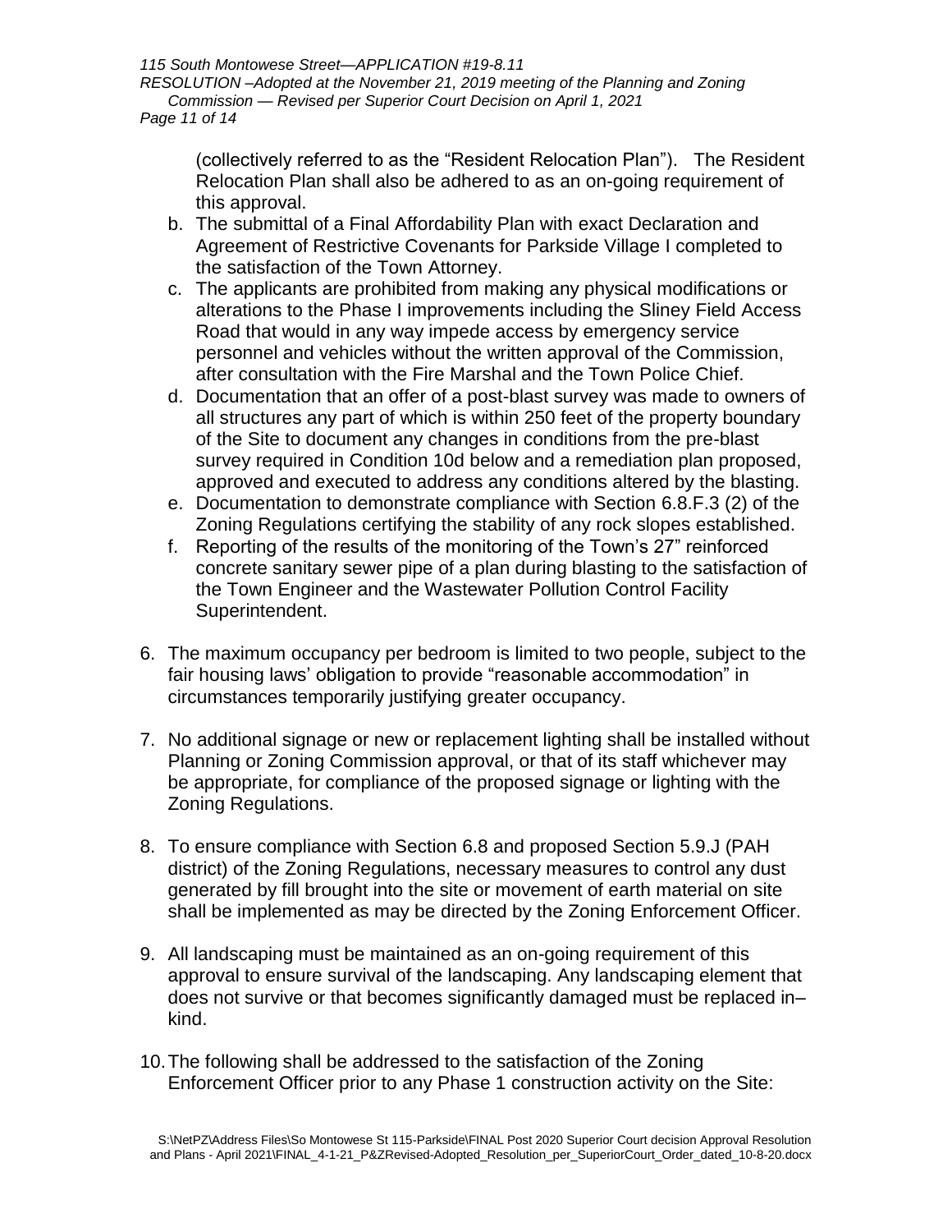(collectively referred to as the “Resident Relocation Plan”). The Resident Relocation Plan shall also be adhered to as an on-going requirement of this approval.

b. The submittal of a Final Affordability Plan with exact Declaration and Agreement of Restrictive Covenants for Parkside Village I completed to the satisfaction of the Town Attorney.
c. The applicants are prohibited from making any physical modifications or alterations to the Phase I improvements including the Sliney Field Access Road that would in any way impede access by emergency service personnel and vehicles without the written approval of the Commission, after consultation with the Fire Marshal and the Town Police Chief.
d. Documentation that an offer of a post-blast survey was made to owners of all structures any part of which is within 250 feet of the property boundary of the Site to document any changes in conditions from the pre-blast survey required in Condition 10d below and a remediation plan proposed, approved and executed to address any conditions altered by the blasting.
e. Documentation to demonstrate compliance with Section 6.8.F.3 (2) of the Zoning Regulations certifying the stability of any rock slopes established.
f. Reporting of the results of the monitoring of the Town’s 27” reinforced concrete sanitary sewer pipe of a plan during blasting to the satisfaction of the Town Engineer and the Wastewater Pollution Control Facility Superintendent.

6. The maximum occupancy per bedroom is limited to two people, subject to the fair housing laws’ obligation to provide “reasonable accommodation” in circumstances temporarily justifying greater occupancy.

7. No additional signage or new or replacement lighting shall be installed without Planning or Zoning Commission approval, or that of its staff whichever may be appropriate, for compliance of the proposed signage or lighting with the Zoning Regulations.

8. To ensure compliance with Section 6.8 and proposed Section 5.9.J (PAH district) of the Zoning Regulations, necessary measures to control any dust generated by fill brought into the site or movement of earth material on site shall be implemented as may be directed by the Zoning Enforcement Officer.

9. All landscaping must be maintained as an on-going requirement of this approval to ensure survival of the landscaping. Any landscaping element that does not survive or that becomes significantly damaged must be replaced in–kind.

10. The following shall be addressed to the satisfaction of the Zoning Enforcement Officer prior to any Phase 1 construction activity on the Site: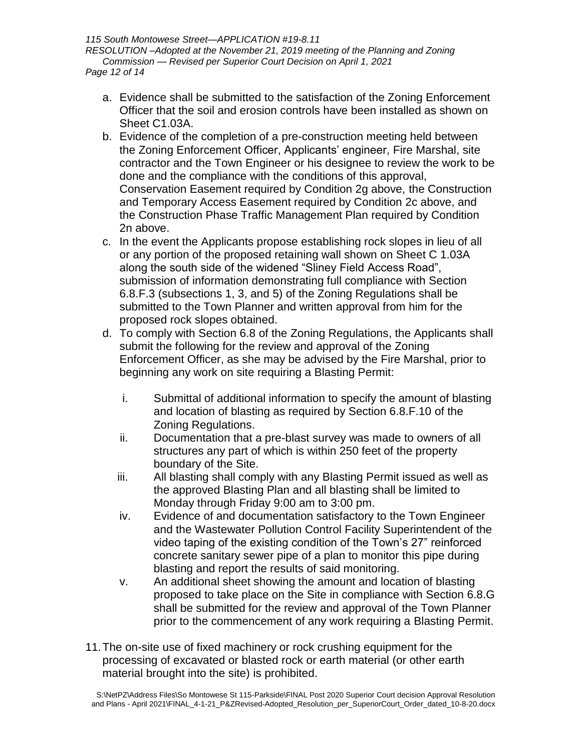a. Evidence shall be submitted to the satisfaction of the Zoning Enforcement Officer that the soil and erosion controls have been installed as shown on Sheet C1.03A.
b. Evidence of the completion of a pre-construction meeting held between the Zoning Enforcement Officer, Applicants' engineer, Fire Marshal, site contractor and the Town Engineer or his designee to review the work to be done and the compliance with the conditions of this approval, Conservation Easement required by Condition 2g above, the Construction and Temporary Access Easement required by Condition 2c above, and the Construction Phase Traffic Management Plan required by Condition 2n above.
c. In the event the Applicants propose establishing rock slopes in lieu of all or any portion of the proposed retaining wall shown on Sheet C 1.03A along the south side of the widened "Sliney Field Access Road", submission of information demonstrating full compliance with Section 6.8.F.3 (subsections 1, 3, and 5) of the Zoning Regulations shall be submitted to the Town Planner and written approval from him for the proposed rock slopes obtained.
d. To comply with Section 6.8 of the Zoning Regulations, the Applicants shall submit the following for the review and approval of the Zoning Enforcement Officer, as she may be advised by the Fire Marshal, prior to beginning any work on site requiring a Blasting Permit:
    i. Submittal of additional information to specify the amount of blasting and location of blasting as required by Section 6.8.F.10 of the Zoning Regulations.
    ii. Documentation that a pre-blast survey was made to owners of all structures any part of which is within 250 feet of the property boundary of the Site.
    iii. All blasting shall comply with any Blasting Permit issued as well as the approved Blasting Plan and all blasting shall be limited to Monday through Friday 9:00 am to 3:00 pm.
    iv. Evidence of and documentation satisfactory to the Town Engineer and the Wastewater Pollution Control Facility Superintendent of the video taping of the existing condition of the Town's 27" reinforced concrete sanitary sewer pipe of a plan to monitor this pipe during blasting and report the results of said monitoring.
    v. An additional sheet showing the amount and location of blasting proposed to take place on the Site in compliance with Section 6.8.G shall be submitted for the review and approval of the Town Planner prior to the commencement of any work requiring a Blasting Permit.

11. The on-site use of fixed machinery or rock crushing equipment for the processing of excavated or blasted rock or earth material (or other earth material brought into the site) is prohibited.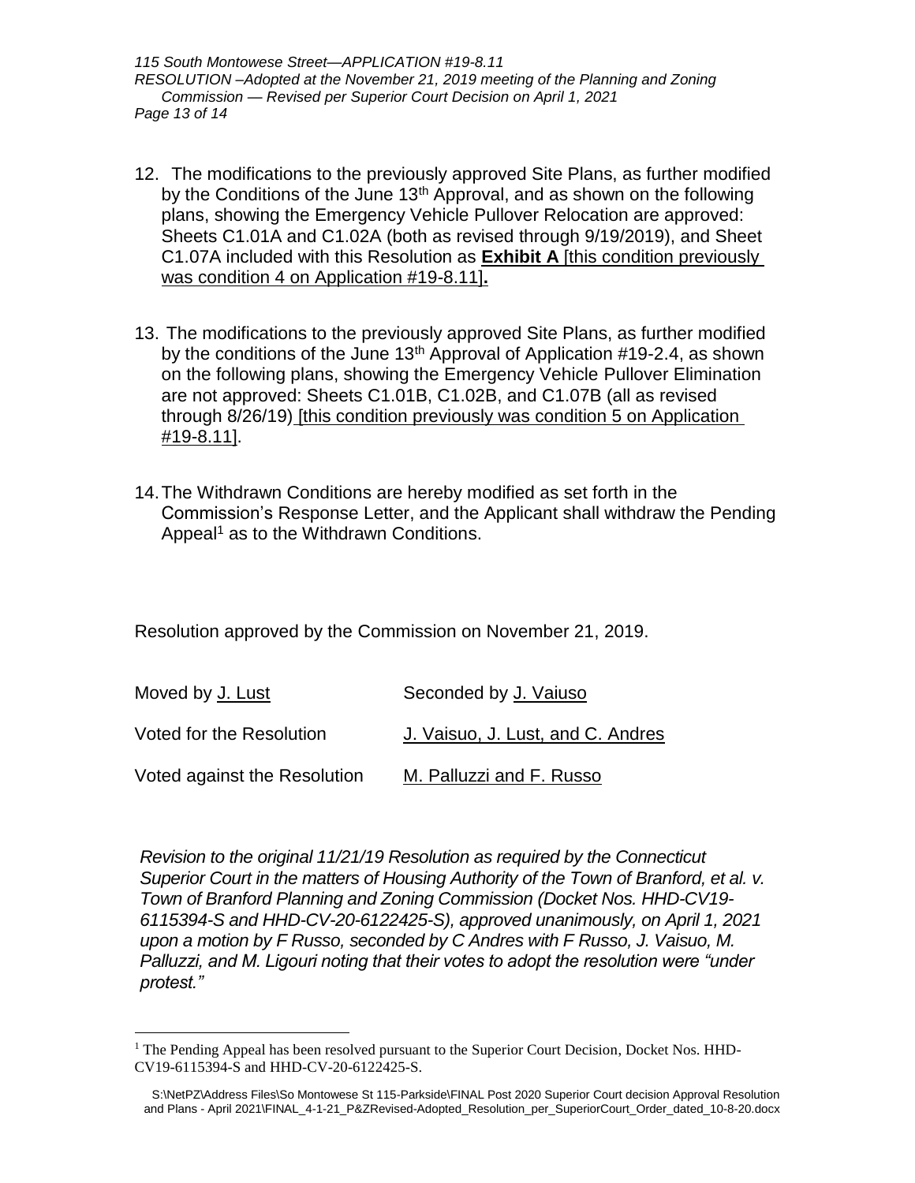12. The modifications to the previously approved Site Plans, as further modified by the Conditions of the June 13th Approval, and as shown on the following plans, showing the Emergency Vehicle Pullover Relocation are approved: Sheets C1.01A and C1.02A (both as revised through 9/19/2019), and Sheet C1.07A included with this Resolution as **Exhibit A** [this condition previously was condition 4 on Application #19-8.11]**.**

13. The modifications to the previously approved Site Plans, as further modified by the conditions of the June 13th Approval of Application #19-2.4, as shown on the following plans, showing the Emergency Vehicle Pullover Elimination are not approved: Sheets C1.01B, C1.02B, and C1.07B (all as revised through 8/26/19) [this condition previously was condition 5 on Application #19-8.11].

14. The Withdrawn Conditions are hereby modified as set forth in the Commission's Response Letter, and the Applicant shall withdraw the Pending Appeal[1] as to the Withdrawn Conditions.

Resolution approved by the Commission on November 21, 2019.

| | |
|---|---|
| Moved by J. Lust | Seconded by J. Vaiuso |
| Voted for the Resolution | J. Vaisuo, J. Lust, and C. Andres |
| Voted against the Resolution | M. Palluzzi and F. Russo |

*Revision to the original 11/21/19 Resolution as required by the Connecticut Superior Court in the matters of Housing Authority of the Town of Branford, et al. v. Town of Branford Planning and Zoning Commission (Docket Nos. HHD-CV19-6115394-S and HHD-CV-20-6122425-S), approved unanimously, on April 1, 2021 upon a motion by F Russo, seconded by C Andres with F Russo, J. Vaisuo, M. Palluzzi, and M. Ligouri noting that their votes to adopt the resolution were "under protest."*

[1] The Pending Appeal has been resolved pursuant to the Superior Court Decision, Docket Nos. HHD-CV19-6115394-S and HHD-CV-20-6122425-S.

S:\NetPZ\Address Files\So Montowese St 115-Parkside\FINAL Post 2020 Superior Court decision Approval Resolution and Plans - April 2021\FINAL_4-1-21_P&ZRevised-Adopted_Resolution_per_SuperiorCourt_Order_dated_10-8-20.docx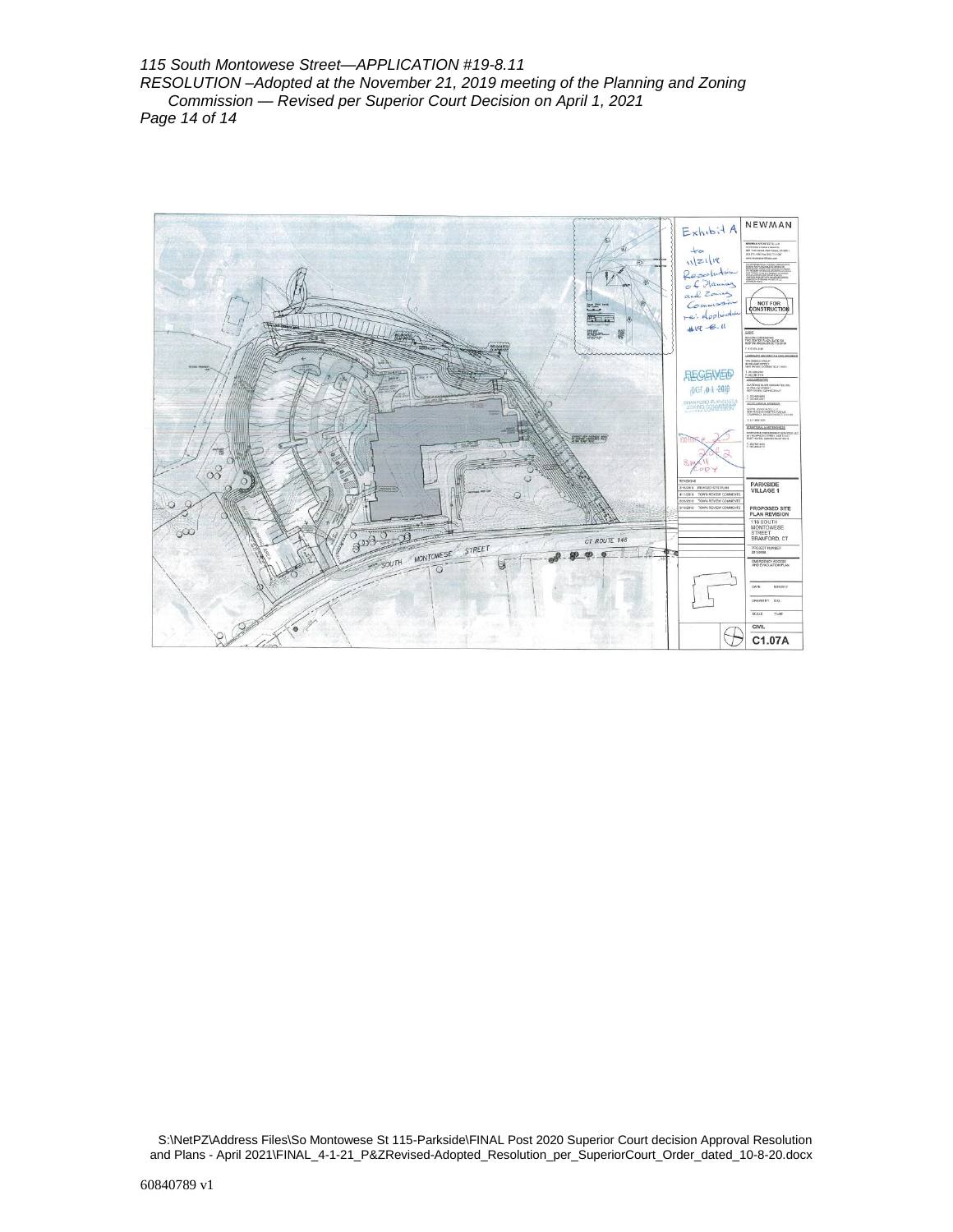Exhibit A to 11/21/19 Resolution of Planning and Zoning Commission re: Application #19-8.11

NEWMAN

NOT FOR CONSTRUCTION

RECEIVED
OCT 01 2019
BRANFORD PLANNING & ZONING COMMISSION

PARKSIDE VILLAGE 1

PROPOSED SITE PLAN REVISION

115 SOUTH MONTOWESE STREET
BRANFORD, CT

EMERGENCY ACCESS AND EVACUATION PLAN

CT ROUTE 146

SOUTH MONTOWESE STREET

CIVIL

C1.07A